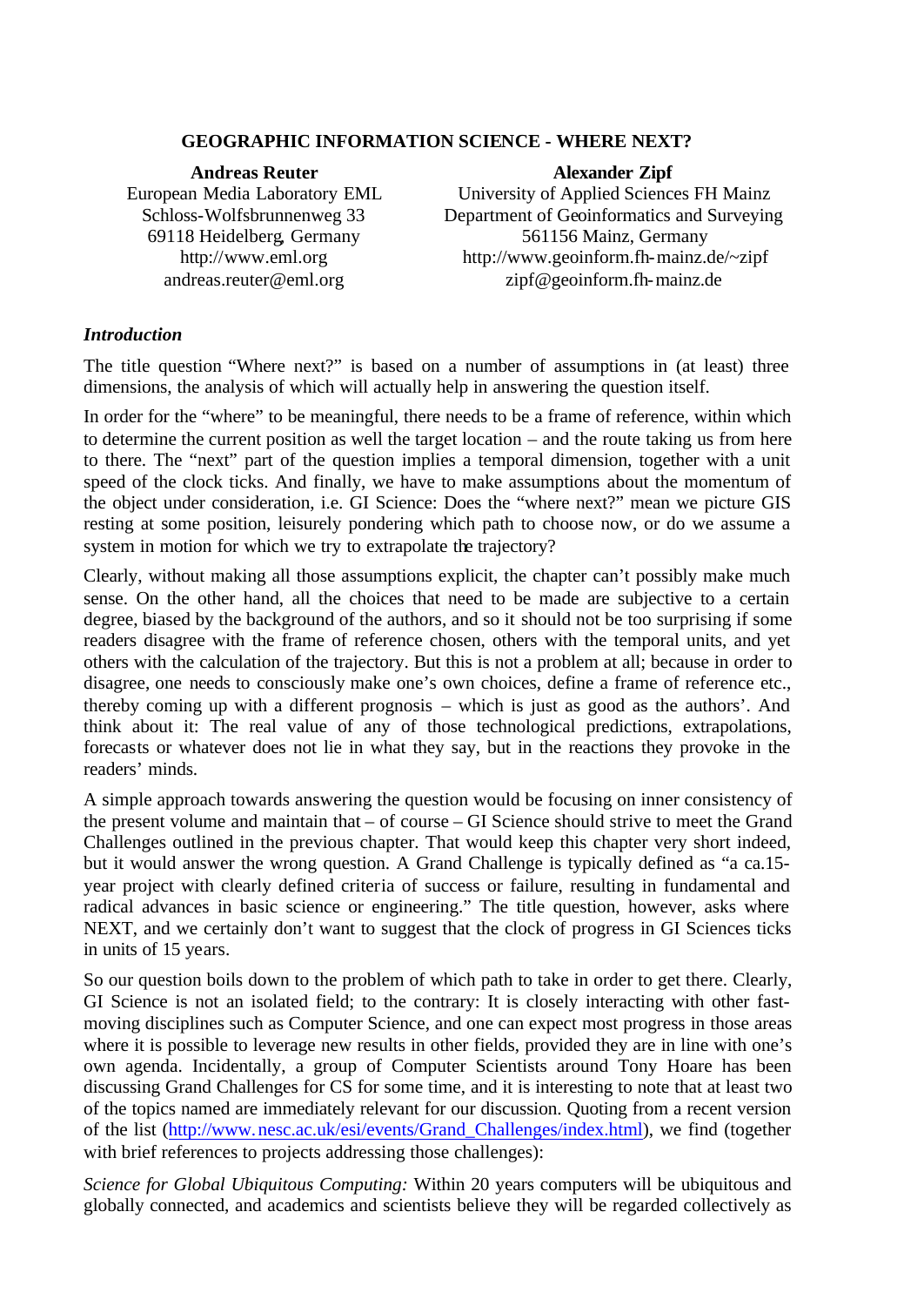# GEOGRAPHIC INFORMATION SCIENCE - WHERE NEXT?

**Andreas Reuter**
European Media Laboratory EML
Schloss-Wolfsbrunnenweg 33
69118 Heidelberg, Germany
http://www.eml.org
andreas.reuter@eml.org

**Alexander Zipf**
University of Applied Sciences FH Mainz
Department of Geoinformatics and Surveying
561156 Mainz, Germany
http://www.geoinform.fh-mainz.de/~zipf
zipf@geoinform.fh-mainz.de

## *Introduction*

The title question "Where next?" is based on a number of assumptions in (at least) three dimensions, the analysis of which will actually help in answering the question itself.

In order for the "where" to be meaningful, there needs to be a frame of reference, within which to determine the current position as well the target location – and the route taking us from here to there. The "next" part of the question implies a temporal dimension, together with a unit speed of the clock ticks. And finally, we have to make assumptions about the momentum of the object under consideration, i.e. GI Science: Does the "where next?" mean we picture GIS resting at some position, leisurely pondering which path to choose now, or do we assume a system in motion for which we try to extrapolate the trajectory?

Clearly, without making all those assumptions explicit, the chapter can't possibly make much sense. On the other hand, all the choices that need to be made are subjective to a certain degree, biased by the background of the authors, and so it should not be too surprising if some readers disagree with the frame of reference chosen, others with the temporal units, and yet others with the calculation of the trajectory. But this is not a problem at all; because in order to disagree, one needs to consciously make one's own choices, define a frame of reference etc., thereby coming up with a different prognosis – which is just as good as the authors'. And think about it: The real value of any of those technological predictions, extrapolations, forecasts or whatever does not lie in what they say, but in the reactions they provoke in the readers' minds.

A simple approach towards answering the question would be focusing on inner consistency of the present volume and maintain that – of course – GI Science should strive to meet the Grand Challenges outlined in the previous chapter. That would keep this chapter very short indeed, but it would answer the wrong question. A Grand Challenge is typically defined as "a ca.15-year project with clearly defined criteria of success or failure, resulting in fundamental and radical advances in basic science or engineering." The title question, however, asks where NEXT, and we certainly don't want to suggest that the clock of progress in GI Sciences ticks in units of 15 years.

So our question boils down to the problem of which path to take in order to get there. Clearly, GI Science is not an isolated field; to the contrary: It is closely interacting with other fast-moving disciplines such as Computer Science, and one can expect most progress in those areas where it is possible to leverage new results in other fields, provided they are in line with one's own agenda. Incidentally, a group of Computer Scientists around Tony Hoare has been discussing Grand Challenges for CS for some time, and it is interesting to note that at least two of the topics named are immediately relevant for our discussion. Quoting from a recent version of the list (http://www.nesc.ac.uk/esi/events/Grand_Challenges/index.html), we find (together with brief references to projects addressing those challenges):

*Science for Global Ubiquitous Computing:* Within 20 years computers will be ubiquitous and globally connected, and academics and scientists believe they will be regarded collectively as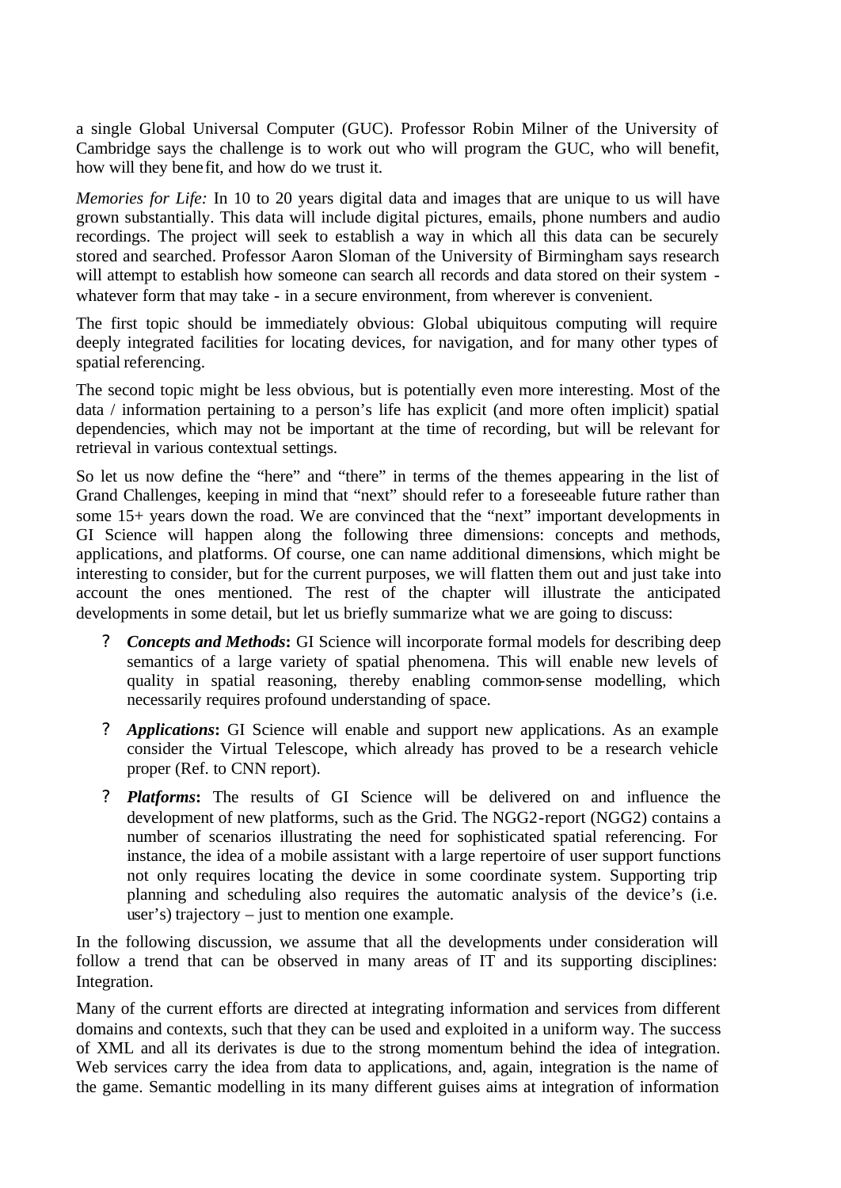a single Global Universal Computer (GUC). Professor Robin Milner of the University of Cambridge says the challenge is to work out who will program the GUC, who will benefit, how will they benefit, and how do we trust it.

*Memories for Life:* In 10 to 20 years digital data and images that are unique to us will have grown substantially. This data will include digital pictures, emails, phone numbers and audio recordings. The project will seek to establish a way in which all this data can be securely stored and searched. Professor Aaron Sloman of the University of Birmingham says research will attempt to establish how someone can search all records and data stored on their system - whatever form that may take - in a secure environment, from wherever is convenient.

The first topic should be immediately obvious: Global ubiquitous computing will require deeply integrated facilities for locating devices, for navigation, and for many other types of spatial referencing.

The second topic might be less obvious, but is potentially even more interesting. Most of the data / information pertaining to a person's life has explicit (and more often implicit) spatial dependencies, which may not be important at the time of recording, but will be relevant for retrieval in various contextual settings.

So let us now define the "here" and "there" in terms of the themes appearing in the list of Grand Challenges, keeping in mind that "next" should refer to a foreseeable future rather than some 15+ years down the road. We are convinced that the "next" important developments in GI Science will happen along the following three dimensions: concepts and methods, applications, and platforms. Of course, one can name additional dimensions, which might be interesting to consider, but for the current purposes, we will flatten them out and just take into account the ones mentioned. The rest of the chapter will illustrate the anticipated developments in some detail, but let us briefly summarize what we are going to discuss:

- ***Concepts and Methods*:** GI Science will incorporate formal models for describing deep semantics of a large variety of spatial phenomena. This will enable new levels of quality in spatial reasoning, thereby enabling common-sense modelling, which necessarily requires profound understanding of space.
- ***Applications*:** GI Science will enable and support new applications. As an example consider the Virtual Telescope, which already has proved to be a research vehicle proper (Ref. to CNN report).
- ***Platforms*:** The results of GI Science will be delivered on and influence the development of new platforms, such as the Grid. The NGG2-report (NGG2) contains a number of scenarios illustrating the need for sophisticated spatial referencing. For instance, the idea of a mobile assistant with a large repertoire of user support functions not only requires locating the device in some coordinate system. Supporting trip planning and scheduling also requires the automatic analysis of the device's (i.e. user's) trajectory – just to mention one example.

In the following discussion, we assume that all the developments under consideration will follow a trend that can be observed in many areas of IT and its supporting disciplines: Integration.

Many of the current efforts are directed at integrating information and services from different domains and contexts, such that they can be used and exploited in a uniform way. The success of XML and all its derivates is due to the strong momentum behind the idea of integration. Web services carry the idea from data to applications, and, again, integration is the name of the game. Semantic modelling in its many different guises aims at integration of information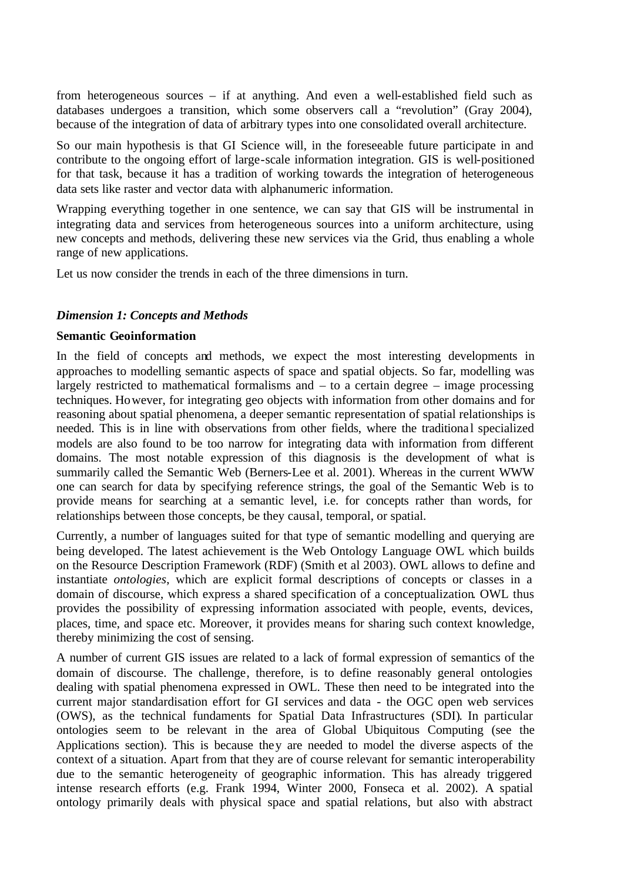from heterogeneous sources – if at anything. And even a well-established field such as databases undergoes a transition, which some observers call a "revolution" (Gray 2004), because of the integration of data of arbitrary types into one consolidated overall architecture.

So our main hypothesis is that GI Science will, in the foreseeable future participate in and contribute to the ongoing effort of large-scale information integration. GIS is well-positioned for that task, because it has a tradition of working towards the integration of heterogeneous data sets like raster and vector data with alphanumeric information.

Wrapping everything together in one sentence, we can say that GIS will be instrumental in integrating data and services from heterogeneous sources into a uniform architecture, using new concepts and methods, delivering these new services via the Grid, thus enabling a whole range of new applications.

Let us now consider the trends in each of the three dimensions in turn.

### *Dimension 1: Concepts and Methods*

**Semantic Geoinformation**

In the field of concepts and methods, we expect the most interesting developments in approaches to modelling semantic aspects of space and spatial objects. So far, modelling was largely restricted to mathematical formalisms and – to a certain degree – image processing techniques. However, for integrating geo objects with information from other domains and for reasoning about spatial phenomena, a deeper semantic representation of spatial relationships is needed. This is in line with observations from other fields, where the traditional specialized models are also found to be too narrow for integrating data with information from different domains. The most notable expression of this diagnosis is the development of what is summarily called the Semantic Web (Berners-Lee et al. 2001). Whereas in the current WWW one can search for data by specifying reference strings, the goal of the Semantic Web is to provide means for searching at a semantic level, i.e. for concepts rather than words, for relationships between those concepts, be they causal, temporal, or spatial.

Currently, a number of languages suited for that type of semantic modelling and querying are being developed. The latest achievement is the Web Ontology Language OWL which builds on the Resource Description Framework (RDF) (Smith et al 2003). OWL allows to define and instantiate *ontologies*, which are explicit formal descriptions of concepts or classes in a domain of discourse, which express a shared specification of a conceptualization. OWL thus provides the possibility of expressing information associated with people, events, devices, places, time, and space etc. Moreover, it provides means for sharing such context knowledge, thereby minimizing the cost of sensing.

A number of current GIS issues are related to a lack of formal expression of semantics of the domain of discourse. The challenge, therefore, is to define reasonably general ontologies dealing with spatial phenomena expressed in OWL. These then need to be integrated into the current major standardisation effort for GI services and data - the OGC open web services (OWS), as the technical fundaments for Spatial Data Infrastructures (SDI). In particular ontologies seem to be relevant in the area of Global Ubiquitous Computing (see the Applications section). This is because they are needed to model the diverse aspects of the context of a situation. Apart from that they are of course relevant for semantic interoperability due to the semantic heterogeneity of geographic information. This has already triggered intense research efforts (e.g. Frank 1994, Winter 2000, Fonseca et al. 2002). A spatial ontology primarily deals with physical space and spatial relations, but also with abstract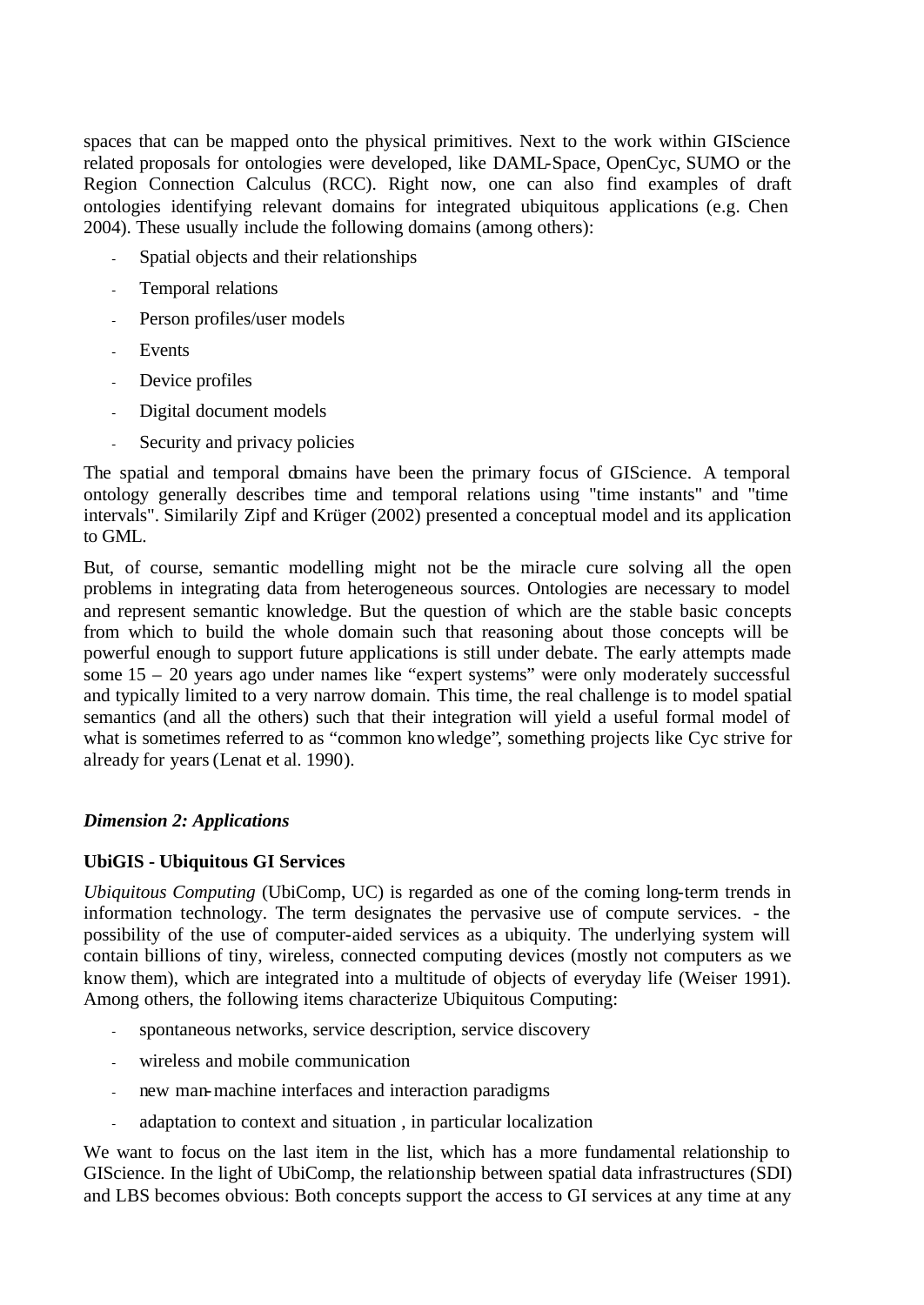spaces that can be mapped onto the physical primitives. Next to the work within GIScience related proposals for ontologies were developed, like DAML-Space, OpenCyc, SUMO or the Region Connection Calculus (RCC). Right now, one can also find examples of draft ontologies identifying relevant domains for integrated ubiquitous applications (e.g. Chen 2004). These usually include the following domains (among others):

- Spatial objects and their relationships
- Temporal relations
- Person profiles/user models
- Events
- Device profiles
- Digital document models
- Security and privacy policies

The spatial and temporal domains have been the primary focus of GIScience. A temporal ontology generally describes time and temporal relations using "time instants" and "time intervals". Similarily Zipf and Krüger (2002) presented a conceptual model and its application to GML.

But, of course, semantic modelling might not be the miracle cure solving all the open problems in integrating data from heterogeneous sources. Ontologies are necessary to model and represent semantic knowledge. But the question of which are the stable basic concepts from which to build the whole domain such that reasoning about those concepts will be powerful enough to support future applications is still under debate. The early attempts made some 15 – 20 years ago under names like "expert systems" were only moderately successful and typically limited to a very narrow domain. This time, the real challenge is to model spatial semantics (and all the others) such that their integration will yield a useful formal model of what is sometimes referred to as "common knowledge", something projects like Cyc strive for already for years (Lenat et al. 1990).

### *Dimension 2: Applications*

**UbiGIS - Ubiquitous GI Services**

*Ubiquitous Computing* (UbiComp, UC) is regarded as one of the coming long-term trends in information technology. The term designates the pervasive use of compute services. - the possibility of the use of computer-aided services as a ubiquity. The underlying system will contain billions of tiny, wireless, connected computing devices (mostly not computers as we know them), which are integrated into a multitude of objects of everyday life (Weiser 1991). Among others, the following items characterize Ubiquitous Computing:

- spontaneous networks, service description, service discovery
- wireless and mobile communication
- new man-machine interfaces and interaction paradigms
- adaptation to context and situation , in particular localization

We want to focus on the last item in the list, which has a more fundamental relationship to GIScience. In the light of UbiComp, the relationship between spatial data infrastructures (SDI) and LBS becomes obvious: Both concepts support the access to GI services at any time at any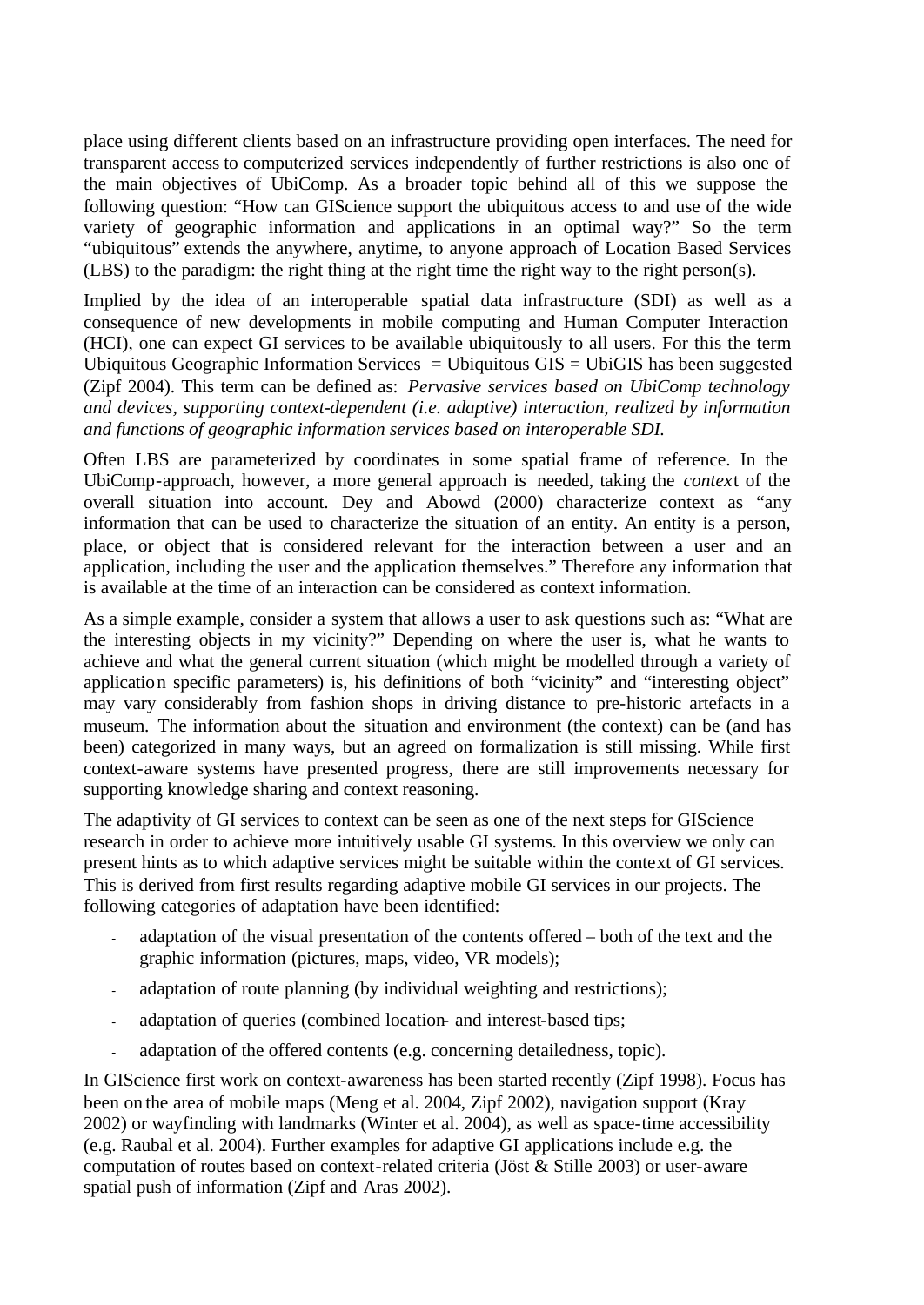place using different clients based on an infrastructure providing open interfaces. The need for transparent access to computerized services independently of further restrictions is also one of the main objectives of UbiComp. As a broader topic behind all of this we suppose the following question: "How can GIScience support the ubiquitous access to and use of the wide variety of geographic information and applications in an optimal way?" So the term "ubiquitous" extends the anywhere, anytime, to anyone approach of Location Based Services (LBS) to the paradigm: the right thing at the right time the right way to the right person(s).

Implied by the idea of an interoperable spatial data infrastructure (SDI) as well as a consequence of new developments in mobile computing and Human Computer Interaction (HCI), one can expect GI services to be available ubiquitously to all users. For this the term Ubiquitous Geographic Information Services = Ubiquitous GIS = UbiGIS has been suggested (Zipf 2004). This term can be defined as: *Pervasive services based on UbiComp technology and devices, supporting context-dependent (i.e. adaptive) interaction, realized by information and functions of geographic information services based on interoperable SDI.*

Often LBS are parameterized by coordinates in some spatial frame of reference. In the UbiComp-approach, however, a more general approach is needed, taking the *context* of the overall situation into account. Dey and Abowd (2000) characterize context as "any information that can be used to characterize the situation of an entity. An entity is a person, place, or object that is considered relevant for the interaction between a user and an application, including the user and the application themselves." Therefore any information that is available at the time of an interaction can be considered as context information.

As a simple example, consider a system that allows a user to ask questions such as: "What are the interesting objects in my vicinity?" Depending on where the user is, what he wants to achieve and what the general current situation (which might be modelled through a variety of application specific parameters) is, his definitions of both "vicinity" and "interesting object" may vary considerably from fashion shops in driving distance to pre-historic artefacts in a museum. The information about the situation and environment (the context) can be (and has been) categorized in many ways, but an agreed on formalization is still missing. While first context-aware systems have presented progress, there are still improvements necessary for supporting knowledge sharing and context reasoning.

The adaptivity of GI services to context can be seen as one of the next steps for GIScience research in order to achieve more intuitively usable GI systems. In this overview we only can present hints as to which adaptive services might be suitable within the context of GI services. This is derived from first results regarding adaptive mobile GI services in our projects. The following categories of adaptation have been identified:

- adaptation of the visual presentation of the contents offered – both of the text and the graphic information (pictures, maps, video, VR models);
- adaptation of route planning (by individual weighting and restrictions);
- adaptation of queries (combined location- and interest-based tips;
- adaptation of the offered contents (e.g. concerning detailedness, topic).

In GIScience first work on context-awareness has been started recently (Zipf 1998). Focus has been on the area of mobile maps (Meng et al. 2004, Zipf 2002), navigation support (Kray 2002) or wayfinding with landmarks (Winter et al. 2004), as well as space-time accessibility (e.g. Raubal et al. 2004). Further examples for adaptive GI applications include e.g. the computation of routes based on context-related criteria (Jöst & Stille 2003) or user-aware spatial push of information (Zipf and Aras 2002).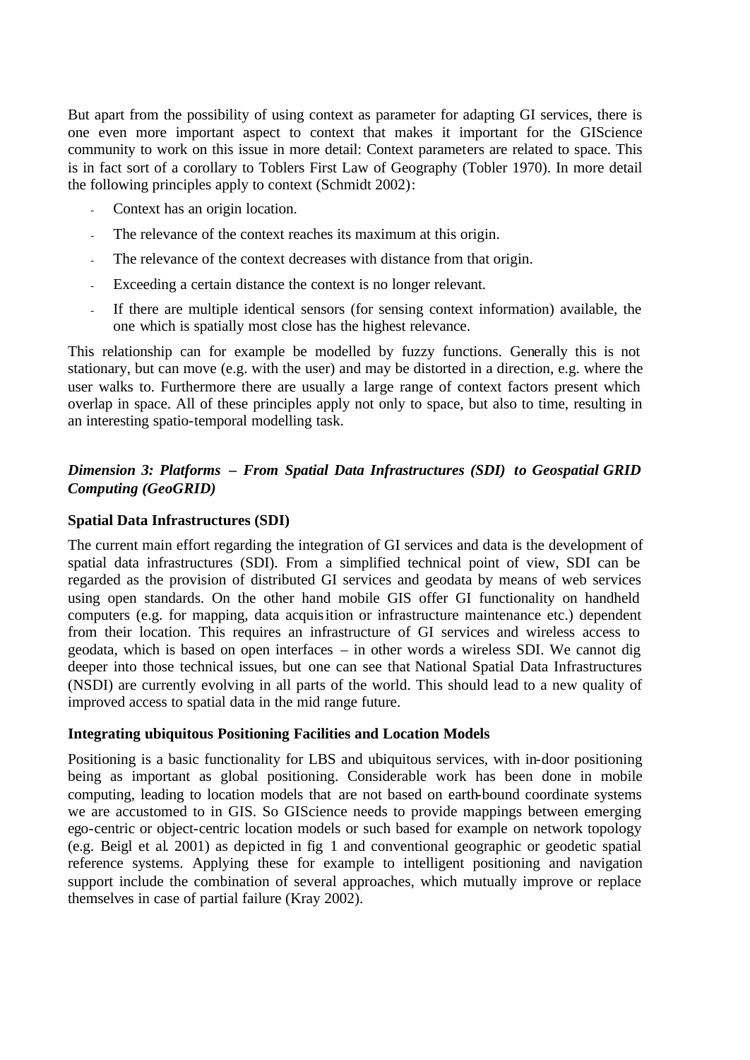But apart from the possibility of using context as parameter for adapting GI services, there is one even more important aspect to context that makes it important for the GIScience community to work on this issue in more detail: Context parameters are related to space. This is in fact sort of a corollary to Toblers First Law of Geography (Tobler 1970). In more detail the following principles apply to context (Schmidt 2002):

- Context has an origin location.
- The relevance of the context reaches its maximum at this origin.
- The relevance of the context decreases with distance from that origin.
- Exceeding a certain distance the context is no longer relevant.
- If there are multiple identical sensors (for sensing context information) available, the one which is spatially most close has the highest relevance.

This relationship can for example be modelled by fuzzy functions. Generally this is not stationary, but can move (e.g. with the user) and may be distorted in a direction, e.g. where the user walks to. Furthermore there are usually a large range of context factors present which overlap in space. All of these principles apply not only to space, but also to time, resulting in an interesting spatio-temporal modelling task.

### *Dimension 3: Platforms – From Spatial Data Infrastructures (SDI) to Geospatial GRID Computing (GeoGRID)*

#### Spatial Data Infrastructures (SDI)

The current main effort regarding the integration of GI services and data is the development of spatial data infrastructures (SDI). From a simplified technical point of view, SDI can be regarded as the provision of distributed GI services and geodata by means of web services using open standards. On the other hand mobile GIS offer GI functionality on handheld computers (e.g. for mapping, data acquisition or infrastructure maintenance etc.) dependent from their location. This requires an infrastructure of GI services and wireless access to geodata, which is based on open interfaces – in other words a wireless SDI. We cannot dig deeper into those technical issues, but one can see that National Spatial Data Infrastructures (NSDI) are currently evolving in all parts of the world. This should lead to a new quality of improved access to spatial data in the mid range future.

#### Integrating ubiquitous Positioning Facilities and Location Models

Positioning is a basic functionality for LBS and ubiquitous services, with in-door positioning being as important as global positioning. Considerable work has been done in mobile computing, leading to location models that are not based on earth-bound coordinate systems we are accustomed to in GIS. So GIScience needs to provide mappings between emerging ego-centric or object-centric location models or such based for example on network topology (e.g. Beigl et al. 2001) as depicted in fig 1 and conventional geographic or geodetic spatial reference systems. Applying these for example to intelligent positioning and navigation support include the combination of several approaches, which mutually improve or replace themselves in case of partial failure (Kray 2002).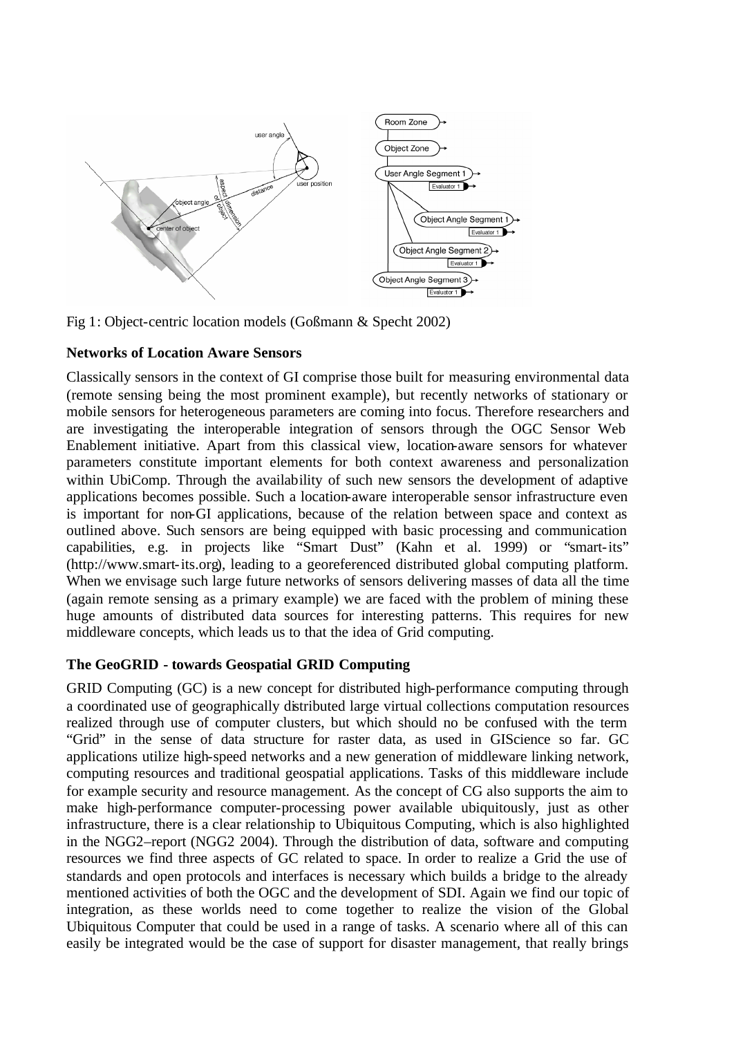Fig 1: Object-centric location models (Goßmann & Specht 2002)

**Networks of Location Aware Sensors**

Classically sensors in the context of GI comprise those built for measuring environmental data (remote sensing being the most prominent example), but recently networks of stationary or mobile sensors for heterogeneous parameters are coming into focus. Therefore researchers and are investigating the interoperable integration of sensors through the OGC Sensor Web Enablement initiative. Apart from this classical view, location-aware sensors for whatever parameters constitute important elements for both context awareness and personalization within UbiComp. Through the availability of such new sensors the development of adaptive applications becomes possible. Such a location-aware interoperable sensor infrastructure even is important for non-GI applications, because of the relation between space and context as outlined above. Such sensors are being equipped with basic processing and communication capabilities, e.g. in projects like "Smart Dust" (Kahn et al. 1999) or "smart-its" (http://www.smart-its.org), leading to a georeferenced distributed global computing platform. When we envisage such large future networks of sensors delivering masses of data all the time (again remote sensing as a primary example) we are faced with the problem of mining these huge amounts of distributed data sources for interesting patterns. This requires for new middleware concepts, which leads us to that the idea of Grid computing.

**The GeoGRID - towards Geospatial GRID Computing**

GRID Computing (GC) is a new concept for distributed high-performance computing through a coordinated use of geographically distributed large virtual collections computation resources realized through use of computer clusters, but which should no be confused with the term "Grid" in the sense of data structure for raster data, as used in GIScience so far. GC applications utilize high-speed networks and a new generation of middleware linking network, computing resources and traditional geospatial applications. Tasks of this middleware include for example security and resource management. As the concept of CG also supports the aim to make high-performance computer-processing power available ubiquitously, just as other infrastructure, there is a clear relationship to Ubiquitous Computing, which is also highlighted in the NGG2–report (NGG2 2004). Through the distribution of data, software and computing resources we find three aspects of GC related to space. In order to realize a Grid the use of standards and open protocols and interfaces is necessary which builds a bridge to the already mentioned activities of both the OGC and the development of SDI. Again we find our topic of integration, as these worlds need to come together to realize the vision of the Global Ubiquitous Computer that could be used in a range of tasks. A scenario where all of this can easily be integrated would be the case of support for disaster management, that really brings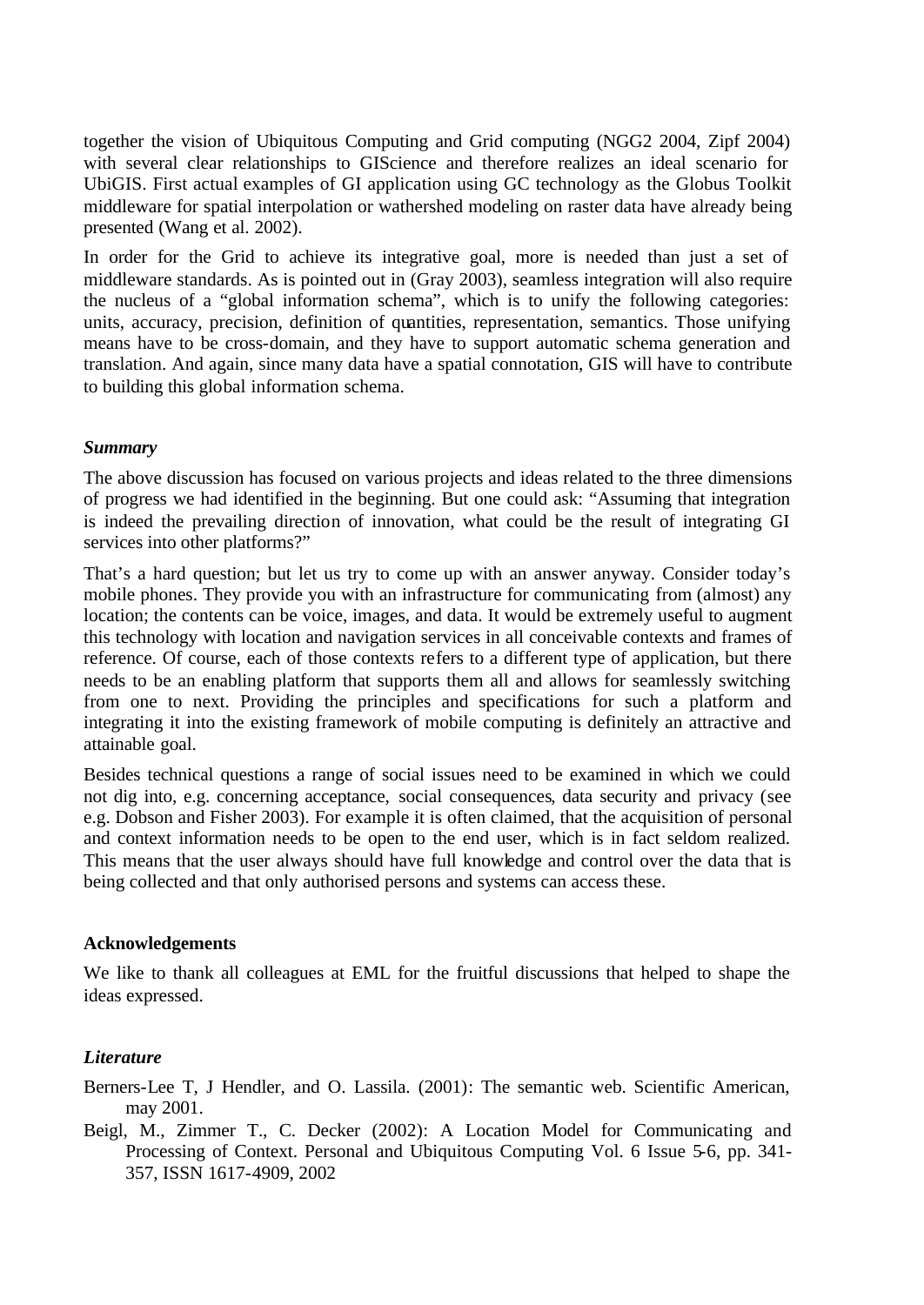together the vision of Ubiquitous Computing and Grid computing (NGG2 2004, Zipf 2004) with several clear relationships to GIScience and therefore realizes an ideal scenario for UbiGIS. First actual examples of GI application using GC technology as the Globus Toolkit middleware for spatial interpolation or wathershed modeling on raster data have already being presented (Wang et al. 2002).

In order for the Grid to achieve its integrative goal, more is needed than just a set of middleware standards. As is pointed out in (Gray 2003), seamless integration will also require the nucleus of a "global information schema", which is to unify the following categories: units, accuracy, precision, definition of quantities, representation, semantics. Those unifying means have to be cross-domain, and they have to support automatic schema generation and translation. And again, since many data have a spatial connotation, GIS will have to contribute to building this global information schema.

### *Summary*

The above discussion has focused on various projects and ideas related to the three dimensions of progress we had identified in the beginning. But one could ask: "Assuming that integration is indeed the prevailing direction of innovation, what could be the result of integrating GI services into other platforms?"

That's a hard question; but let us try to come up with an answer anyway. Consider today's mobile phones. They provide you with an infrastructure for communicating from (almost) any location; the contents can be voice, images, and data. It would be extremely useful to augment this technology with location and navigation services in all conceivable contexts and frames of reference. Of course, each of those contexts refers to a different type of application, but there needs to be an enabling platform that supports them all and allows for seamlessly switching from one to next. Providing the principles and specifications for such a platform and integrating it into the existing framework of mobile computing is definitely an attractive and attainable goal.

Besides technical questions a range of social issues need to be examined in which we could not dig into, e.g. concerning acceptance, social consequences, data security and privacy (see e.g. Dobson and Fisher 2003). For example it is often claimed, that the acquisition of personal and context information needs to be open to the end user, which is in fact seldom realized. This means that the user always should have full knowledge and control over the data that is being collected and that only authorised persons and systems can access these.

### **Acknowledgements**

We like to thank all colleagues at EML for the fruitful discussions that helped to shape the ideas expressed.

### *Literature*

Berners-Lee T, J Hendler, and O. Lassila. (2001): The semantic web. Scientific American, may 2001.

Beigl, M., Zimmer T., C. Decker (2002): A Location Model for Communicating and Processing of Context. Personal and Ubiquitous Computing Vol. 6 Issue 5-6, pp. 341-357, ISSN 1617-4909, 2002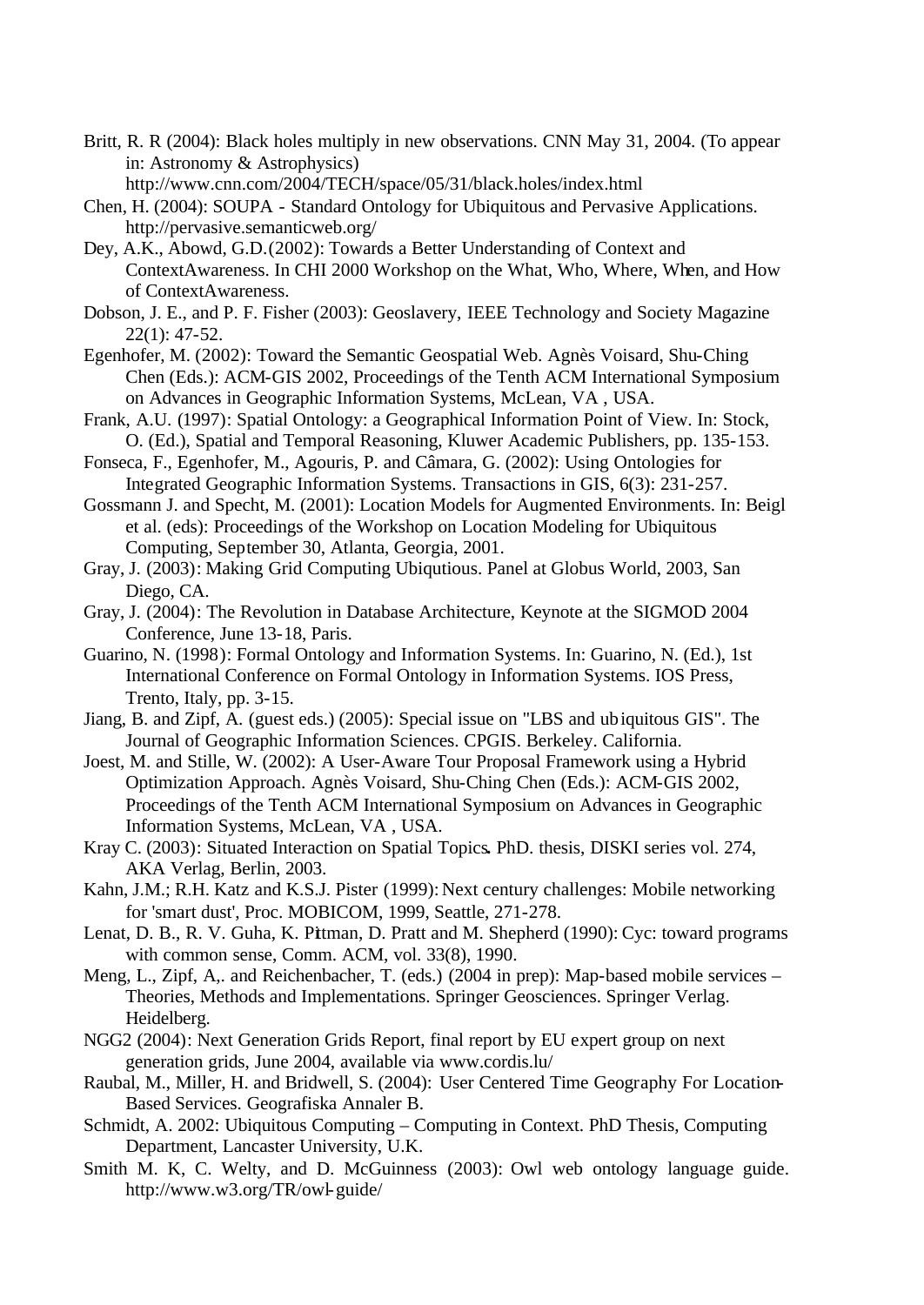Britt, R. R (2004): Black holes multiply in new observations. CNN May 31, 2004. (To appear in: Astronomy & Astrophysics) http://www.cnn.com/2004/TECH/space/05/31/black.holes/index.html

Chen, H. (2004): SOUPA - Standard Ontology for Ubiquitous and Pervasive Applications. http://pervasive.semanticweb.org/

Dey, A.K., Abowd, G.D.(2002): Towards a Better Understanding of Context and ContextAwareness. In CHI 2000 Workshop on the What, Who, Where, When, and How of ContextAwareness.

Dobson, J. E., and P. F. Fisher (2003): Geoslavery, IEEE Technology and Society Magazine 22(1): 47-52.

Egenhofer, M. (2002): Toward the Semantic Geospatial Web. Agnès Voisard, Shu-Ching Chen (Eds.): ACM-GIS 2002, Proceedings of the Tenth ACM International Symposium on Advances in Geographic Information Systems, McLean, VA , USA.

Frank, A.U. (1997): Spatial Ontology: a Geographical Information Point of View. In: Stock, O. (Ed.), Spatial and Temporal Reasoning, Kluwer Academic Publishers, pp. 135-153.

Fonseca, F., Egenhofer, M., Agouris, P. and Câmara, G. (2002): Using Ontologies for Integrated Geographic Information Systems. Transactions in GIS, 6(3): 231-257.

Gossmann J. and Specht, M. (2001): Location Models for Augmented Environments. In: Beigl et al. (eds): Proceedings of the Workshop on Location Modeling for Ubiquitous Computing, September 30, Atlanta, Georgia, 2001.

Gray, J. (2003): Making Grid Computing Ubiqutious. Panel at Globus World, 2003, San Diego, CA.

Gray, J. (2004): The Revolution in Database Architecture, Keynote at the SIGMOD 2004 Conference, June 13-18, Paris.

Guarino, N. (1998): Formal Ontology and Information Systems. In: Guarino, N. (Ed.), 1st International Conference on Formal Ontology in Information Systems. IOS Press, Trento, Italy, pp. 3-15.

Jiang, B. and Zipf, A. (guest eds.) (2005): Special issue on "LBS and ubiquitous GIS". The Journal of Geographic Information Sciences. CPGIS. Berkeley. California.

Joest, M. and Stille, W. (2002): A User-Aware Tour Proposal Framework using a Hybrid Optimization Approach. Agnès Voisard, Shu-Ching Chen (Eds.): ACM-GIS 2002, Proceedings of the Tenth ACM International Symposium on Advances in Geographic Information Systems, McLean, VA , USA.

Kray C. (2003): Situated Interaction on Spatial Topics. PhD. thesis, DISKI series vol. 274, AKA Verlag, Berlin, 2003.

Kahn, J.M.; R.H. Katz and K.S.J. Pister (1999): Next century challenges: Mobile networking for 'smart dust', Proc. MOBICOM, 1999, Seattle, 271-278.

Lenat, D. B., R. V. Guha, K. Pittman, D. Pratt and M. Shepherd (1990): Cyc: toward programs with common sense, Comm. ACM, vol. 33(8), 1990.

Meng, L., Zipf, A,. and Reichenbacher, T. (eds.) (2004 in prep): Map-based mobile services – Theories, Methods and Implementations. Springer Geosciences. Springer Verlag. Heidelberg.

NGG2 (2004): Next Generation Grids Report, final report by EU expert group on next generation grids, June 2004, available via www.cordis.lu/

Raubal, M., Miller, H. and Bridwell, S. (2004): User Centered Time Geography For Location-Based Services. Geografiska Annaler B.

Schmidt, A. 2002: Ubiquitous Computing – Computing in Context. PhD Thesis, Computing Department, Lancaster University, U.K.

Smith M. K, C. Welty, and D. McGuinness (2003): Owl web ontology language guide. http://www.w3.org/TR/owl-guide/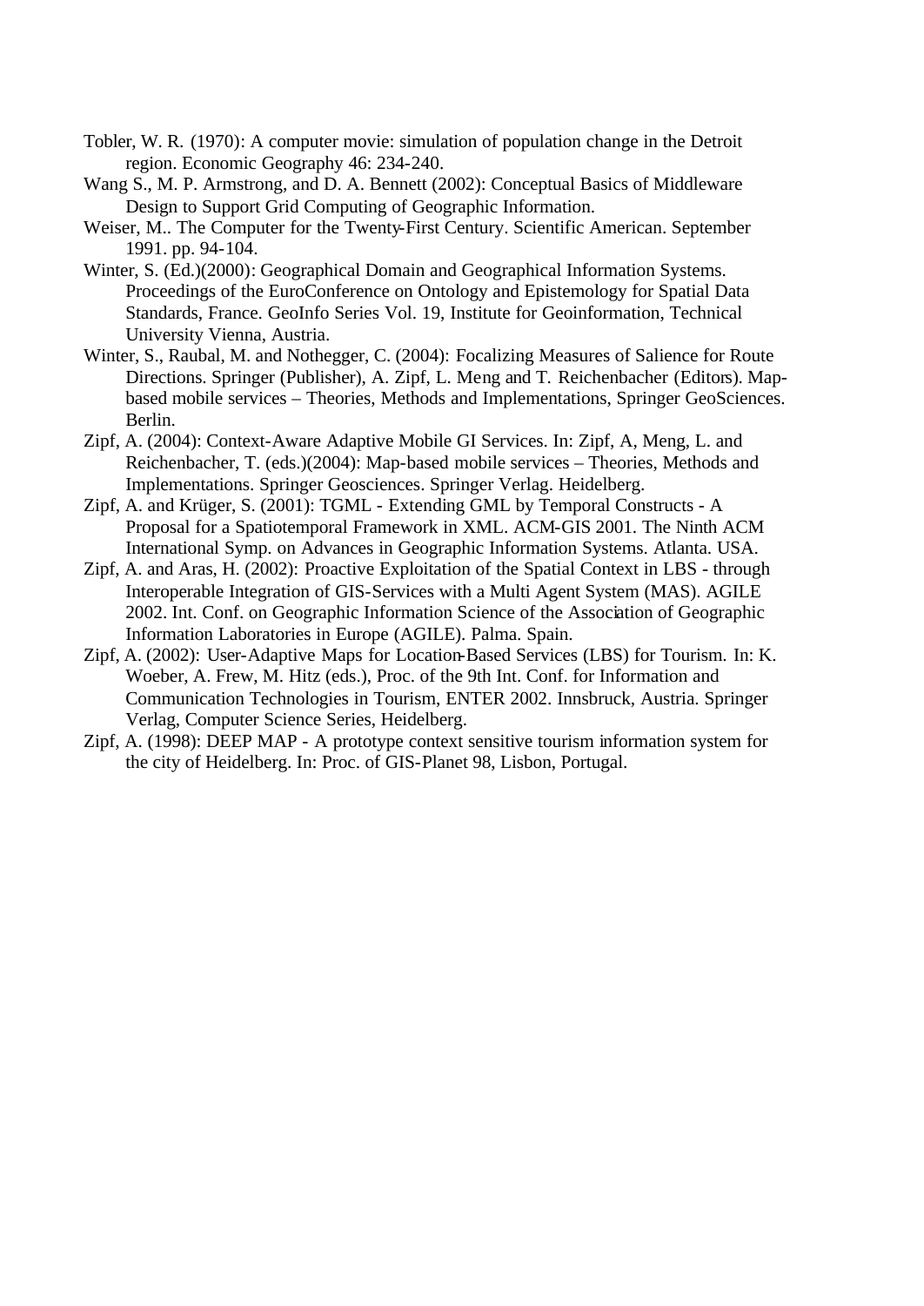Tobler, W. R. (1970): A computer movie: simulation of population change in the Detroit region. Economic Geography 46: 234-240.

Wang S., M. P. Armstrong, and D. A. Bennett (2002): Conceptual Basics of Middleware Design to Support Grid Computing of Geographic Information.

Weiser, M.. The Computer for the Twenty-First Century. Scientific American. September 1991. pp. 94-104.

Winter, S. (Ed.)(2000): Geographical Domain and Geographical Information Systems. Proceedings of the EuroConference on Ontology and Epistemology for Spatial Data Standards, France. GeoInfo Series Vol. 19, Institute for Geoinformation, Technical University Vienna, Austria.

Winter, S., Raubal, M. and Nothegger, C. (2004): Focalizing Measures of Salience for Route Directions. Springer (Publisher), A. Zipf, L. Meng and T. Reichenbacher (Editors). Map-based mobile services – Theories, Methods and Implementations, Springer GeoSciences. Berlin.

Zipf, A. (2004): Context-Aware Adaptive Mobile GI Services. In: Zipf, A, Meng, L. and Reichenbacher, T. (eds.)(2004): Map-based mobile services – Theories, Methods and Implementations. Springer Geosciences. Springer Verlag. Heidelberg.

Zipf, A. and Krüger, S. (2001): TGML - Extending GML by Temporal Constructs - A Proposal for a Spatiotemporal Framework in XML. ACM-GIS 2001. The Ninth ACM International Symp. on Advances in Geographic Information Systems. Atlanta. USA.

Zipf, A. and Aras, H. (2002): Proactive Exploitation of the Spatial Context in LBS - through Interoperable Integration of GIS-Services with a Multi Agent System (MAS). AGILE 2002. Int. Conf. on Geographic Information Science of the Association of Geographic Information Laboratories in Europe (AGILE). Palma. Spain.

Zipf, A. (2002): User-Adaptive Maps for Location-Based Services (LBS) for Tourism. In: K. Woeber, A. Frew, M. Hitz (eds.), Proc. of the 9th Int. Conf. for Information and Communication Technologies in Tourism, ENTER 2002. Innsbruck, Austria. Springer Verlag, Computer Science Series, Heidelberg.

Zipf, A. (1998): DEEP MAP - A prototype context sensitive tourism information system for the city of Heidelberg. In: Proc. of GIS-Planet 98, Lisbon, Portugal.